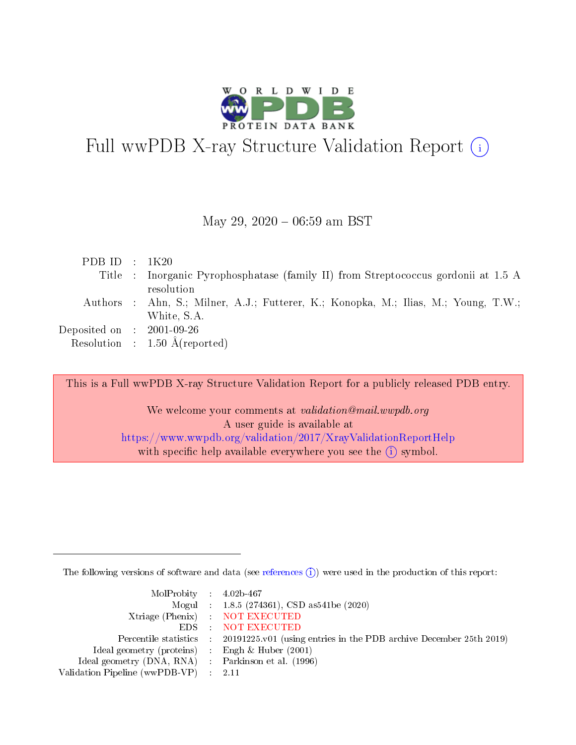# Full wwPDB X-ray Structure Validation Report (i)

May 29, 2020 – 06:59 am BST

| | | |
|---|---|---|
| PDB ID | : | 1K20 |
| Title | : | Inorganic Pyrophosphatase (family II) from Streptococcus gordonii at 1.5 A resolution |
| Authors | : | Ahn, S.; Milner, A.J.; Futterer, K.; Konopka, M.; Ilias, M.; Young, T.W.; White, S.A. |
| Deposited on | : | 2001-09-26 |
| Resolution | : | 1.50 Å(reported) |

This is a Full wwPDB X-ray Structure Validation Report for a publicly released PDB entry.

We welcome your comments at *validation@mail.wwpdb.org*
A user guide is available at
https://www.wwpdb.org/validation/2017/XrayValidationReportHelp
with specific help available everywhere you see the (i) symbol.

---

The following versions of software and data (see references (i)) were used in the production of this report:

| | | |
|---|---|---|
| MolProbity | : | 4.02b-467 |
| Mogul | : | 1.8.5 (274361), CSD as541be (2020) |
| Xtriage (Phenix) | : | NOT EXECUTED |
| EDS | : | NOT EXECUTED |
| Percentile statistics | : | 20191225.v01 (using entries in the PDB archive December 25th 2019) |
| Ideal geometry (proteins) | : | Engh & Huber (2001) |
| Ideal geometry (DNA, RNA) | : | Parkinson et al. (1996) |
| Validation Pipeline (wwPDB-VP) | : | 2.11 |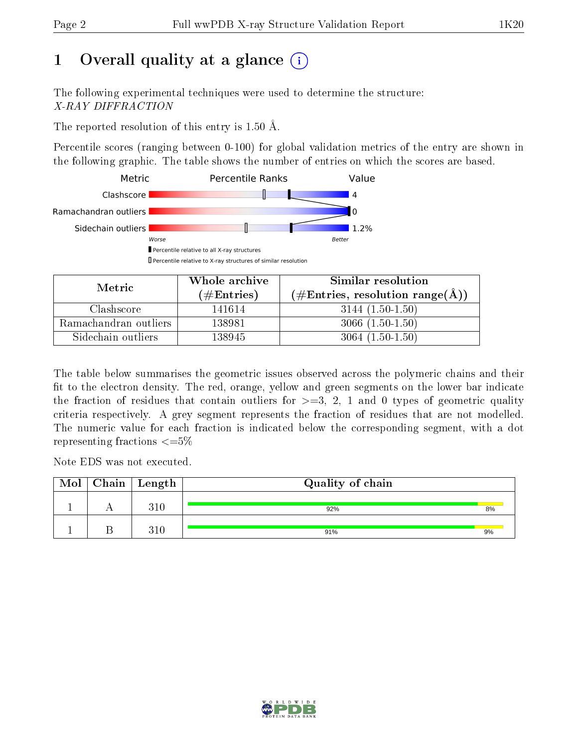# 1 Overall quality at a glance

The following experimental techniques were used to determine the structure:
*X-RAY DIFFRACTION*

The reported resolution of this entry is 1.50 Å.

Percentile scores (ranging between 0-100) for global validation metrics of the entry are shown in the following graphic. The table shows the number of entries on which the scores are based.

| Metric | Value |
|---|---|
| Clashscore | 4 |
| Ramachandran outliers | 0 |
| Sidechain outliers | 1.2% |

Percentile relative to all X-ray structures
Percentile relative to X-ray structures of similar resolution

| Metric | Whole archive (#Entries) | Similar resolution (#Entries, resolution range(Å)) |
|---|---|---|
| Clashscore | 141614 | 3144 (1.50-1.50) |
| Ramachandran outliers | 138981 | 3066 (1.50-1.50) |
| Sidechain outliers | 138945 | 3064 (1.50-1.50) |

The table below summarises the geometric issues observed across the polymeric chains and their fit to the electron density. The red, orange, yellow and green segments on the lower bar indicate the fraction of residues that contain outliers for >=3, 2, 1 and 0 types of geometric quality criteria respectively. A grey segment represents the fraction of residues that are not modelled. The numeric value for each fraction is indicated below the corresponding segment, with a dot representing fractions <=5%

Note EDS was not executed.

| Mol | Chain | Length | Quality of chain |
|---|---|---|---|
| 1 | A | 310 | 92% 8% |
| 1 | B | 310 | 91% 9% |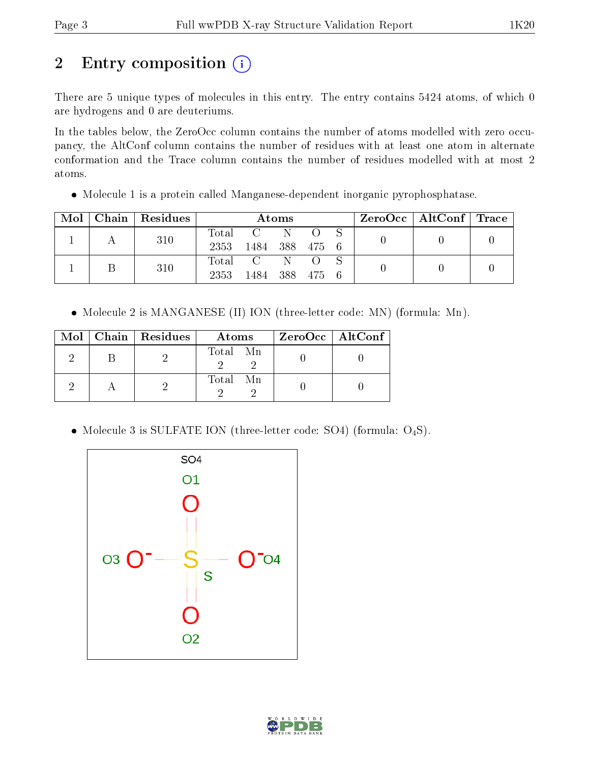# 2 Entry composition

There are 5 unique types of molecules in this entry. The entry contains 5424 atoms, of which 0 are hydrogens and 0 are deuteriums.

In the tables below, the ZeroOcc column contains the number of atoms modelled with zero occupancy, the AltConf column contains the number of residues with at least one atom in alternate conformation and the Trace column contains the number of residues modelled with at most 2 atoms.

- Molecule 1 is a protein called Manganese-dependent inorganic pyrophosphatase.

| Mol | Chain | Residues | Atoms | | | | | ZeroOcc | AltConf | Trace |
|---|---|---|---|---|---|---|---|---|---|---|
| 1 | A | 310 | Total 2353 | C 1484 | N 388 | O 475 | S 6 | 0 | 0 | 0 |
| 1 | B | 310 | Total 2353 | C 1484 | N 388 | O 475 | S 6 | 0 | 0 | 0 |

- Molecule 2 is MANGANESE (II) ION (three-letter code: MN) (formula: Mn).

| Mol | Chain | Residues | Atoms | | ZeroOcc | AltConf |
|---|---|---|---|---|---|---|
| 2 | B | 2 | Total 2 | Mn 2 | 0 | 0 |
| 2 | A | 2 | Total 2 | Mn 2 | 0 | 0 |

- Molecule 3 is SULFATE ION (three-letter code: SO4) (formula: $O_4S$).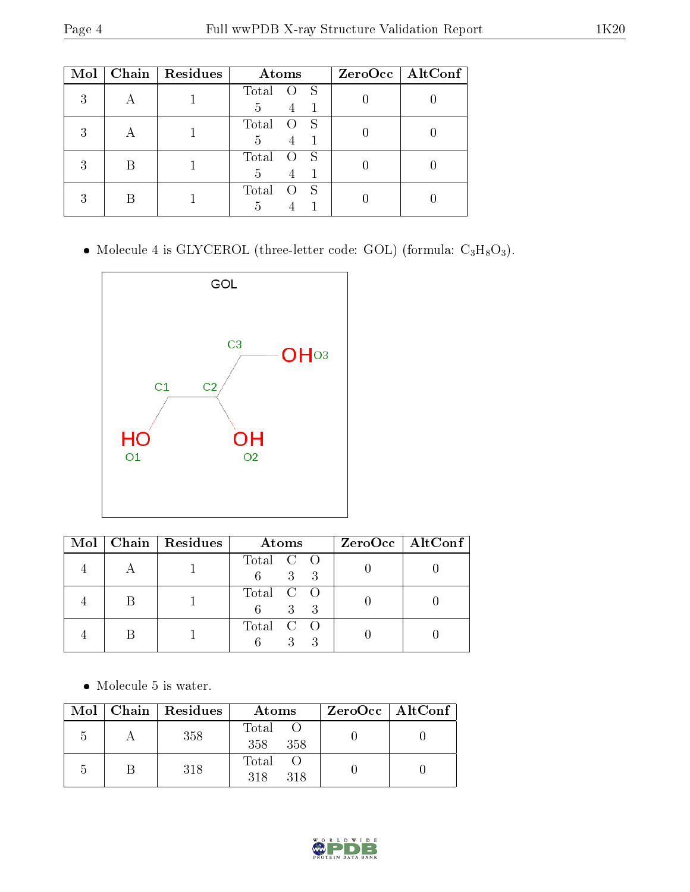| Mol | Chain | Residues | Atoms | | | ZeroOcc | AltConf |
|---|---|---|---|---|---|---|---|
| | | | Total | O | S | | |
| 3 | A | 1 | 5 | 4 | 1 | 0 | 0 |
| 3 | A | 1 | 5 | 4 | 1 | 0 | 0 |
| 3 | B | 1 | 5 | 4 | 1 | 0 | 0 |
| 3 | B | 1 | 5 | 4 | 1 | 0 | 0 |

- Molecule 4 is GLYCEROL (three-letter code: GOL) (formula: $C_3H_8O_3$).

| Mol | Chain | Residues | Atoms | | | ZeroOcc | AltConf |
|---|---|---|---|---|---|---|---|
| | | | Total | C | O | | |
| 4 | A | 1 | 6 | 3 | 3 | 0 | 0 |
| 4 | B | 1 | 6 | 3 | 3 | 0 | 0 |
| 4 | B | 1 | 6 | 3 | 3 | 0 | 0 |

- Molecule 5 is water.

| Mol | Chain | Residues | Atoms | | ZeroOcc | AltConf |
|---|---|---|---|---|---|---|
| | | | Total | O | | |
| 5 | A | 358 | 358 | 358 | 0 | 0 |
| 5 | B | 318 | 318 | 318 | 0 | 0 |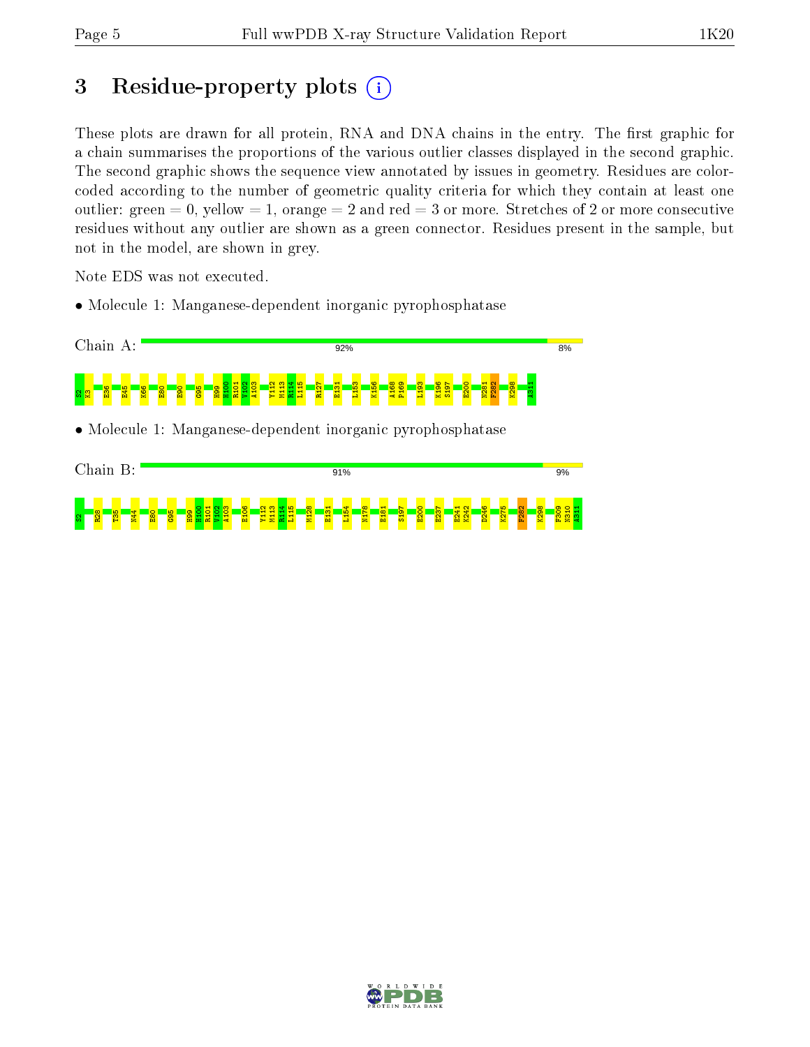# 3 Residue-property plots (i)

These plots are drawn for all protein, RNA and DNA chains in the entry. The first graphic for a chain summarises the proportions of the various outlier classes displayed in the second graphic. The second graphic shows the sequence view annotated by issues in geometry. Residues are color-coded according to the number of geometric quality criteria for which they contain at least one outlier: green = 0, yellow = 1, orange = 2 and red = 3 or more. Stretches of 2 or more consecutive residues without any outlier are shown as a green connector. Residues present in the sample, but not in the model, are shown in grey.

Note EDS was not executed.

- Molecule 1: Manganese-dependent inorganic pyrophosphatase

Chain A: 92% 8%

S2 K3 E36 E45 K66 E80 E90 G95 H99 H100 R101 V102 A103 Y112 M113 R114 L115 R127 E131 L153 K156 A168 P169 L193 K196 S197 E200 N281 F282 K298 A311

- Molecule 1: Manganese-dependent inorganic pyrophosphatase

Chain B: 91% 9%

S2 R28 T35 N44 E80 G95 H99 H100 R101 V102 A103 E106 Y112 M113 R114 L115 M128 E131 L154 N178 E181 S197 E200 E237 E241 K242 D246 K275 F282 K298 F309 N310 A311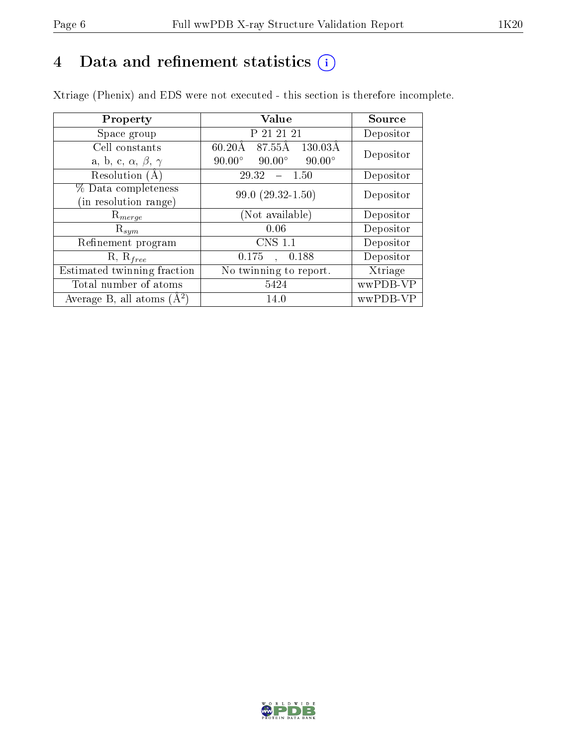# 4 Data and refinement statistics (i)

Xtriage (Phenix) and EDS were not executed - this section is therefore incomplete.

| Property | Value | Source |
|---|---|---|
| Space group | P 21 21 21 | Depositor |
| Cell constants<br>a, b, c, $\alpha$, $\beta$, $\gamma$ | 60.20Å 87.55Å 130.03Å<br>90.00° 90.00° 90.00° | Depositor |
| Resolution (Å) | 29.32 – 1.50 | Depositor |
| % Data completeness<br>(in resolution range) | 99.0 (29.32-1.50) | Depositor |
| $R_{merge}$ | (Not available) | Depositor |
| $R_{sym}$ | 0.06 | Depositor |
| Refinement program | CNS 1.1 | Depositor |
| R, $R_{free}$ | 0.175 , 0.188 | Depositor |
| Estimated twinning fraction | No twinning to report. | Xtriage |
| Total number of atoms | 5424 | wwPDB-VP |
| Average B, all atoms ($Å^2$) | 14.0 | wwPDB-VP |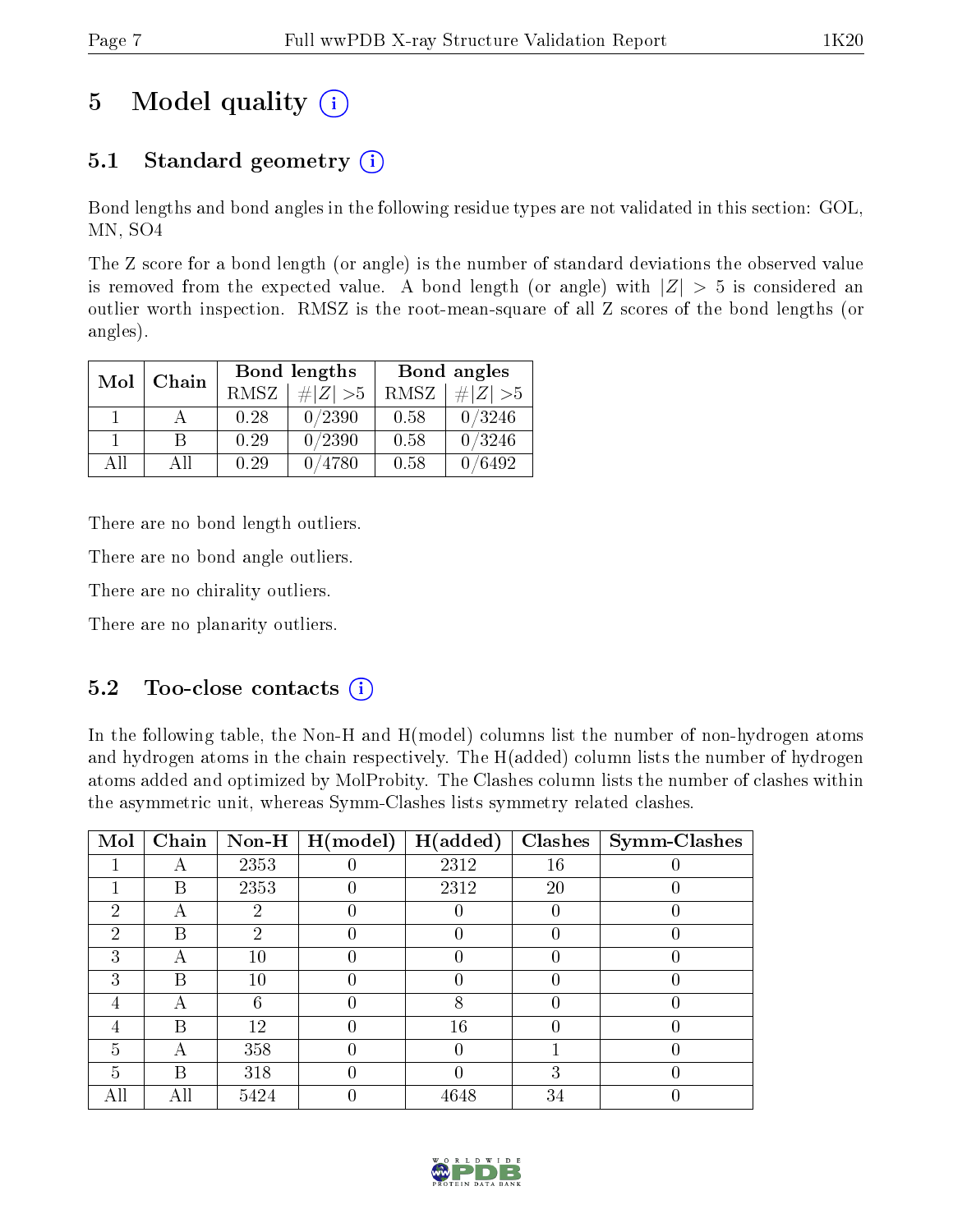# 5 Model quality

## 5.1 Standard geometry

Bond lengths and bond angles in the following residue types are not validated in this section: GOL, MN, SO4

The Z score for a bond length (or angle) is the number of standard deviations the observed value is removed from the expected value. A bond length (or angle) with $|Z| > 5$ is considered an outlier worth inspection. RMSZ is the root-mean-square of all Z scores of the bond lengths (or angles).

| Mol | Chain | Bond lengths | | Bond angles | |
|---|---|---|---|---|---|
| | | RMSZ | $\#\|Z\| > 5$ | RMSZ | $\#\|Z\| > 5$ |
| 1 | A | 0.28 | 0/2390 | 0.58 | 0/3246 |
| 1 | B | 0.29 | 0/2390 | 0.58 | 0/3246 |
| All | All | 0.29 | 0/4780 | 0.58 | 0/6492 |

There are no bond length outliers.

There are no bond angle outliers.

There are no chirality outliers.

There are no planarity outliers.

## 5.2 Too-close contacts

In the following table, the Non-H and H(model) columns list the number of non-hydrogen atoms and hydrogen atoms in the chain respectively. The H(added) column lists the number of hydrogen atoms added and optimized by MolProbity. The Clashes column lists the number of clashes within the asymmetric unit, whereas Symm-Clashes lists symmetry related clashes.

| Mol | Chain | Non-H | H(model) | H(added) | Clashes | Symm-Clashes |
|---|---|---|---|---|---|---|
| 1 | A | 2353 | 0 | 2312 | 16 | 0 |
| 1 | B | 2353 | 0 | 2312 | 20 | 0 |
| 2 | A | 2 | 0 | 0 | 0 | 0 |
| 2 | B | 2 | 0 | 0 | 0 | 0 |
| 3 | A | 10 | 0 | 0 | 0 | 0 |
| 3 | B | 10 | 0 | 0 | 0 | 0 |
| 4 | A | 6 | 0 | 8 | 0 | 0 |
| 4 | B | 12 | 0 | 16 | 0 | 0 |
| 5 | A | 358 | 0 | 0 | 1 | 0 |
| 5 | B | 318 | 0 | 0 | 3 | 0 |
| All | All | 5424 | 0 | 4648 | 34 | 0 |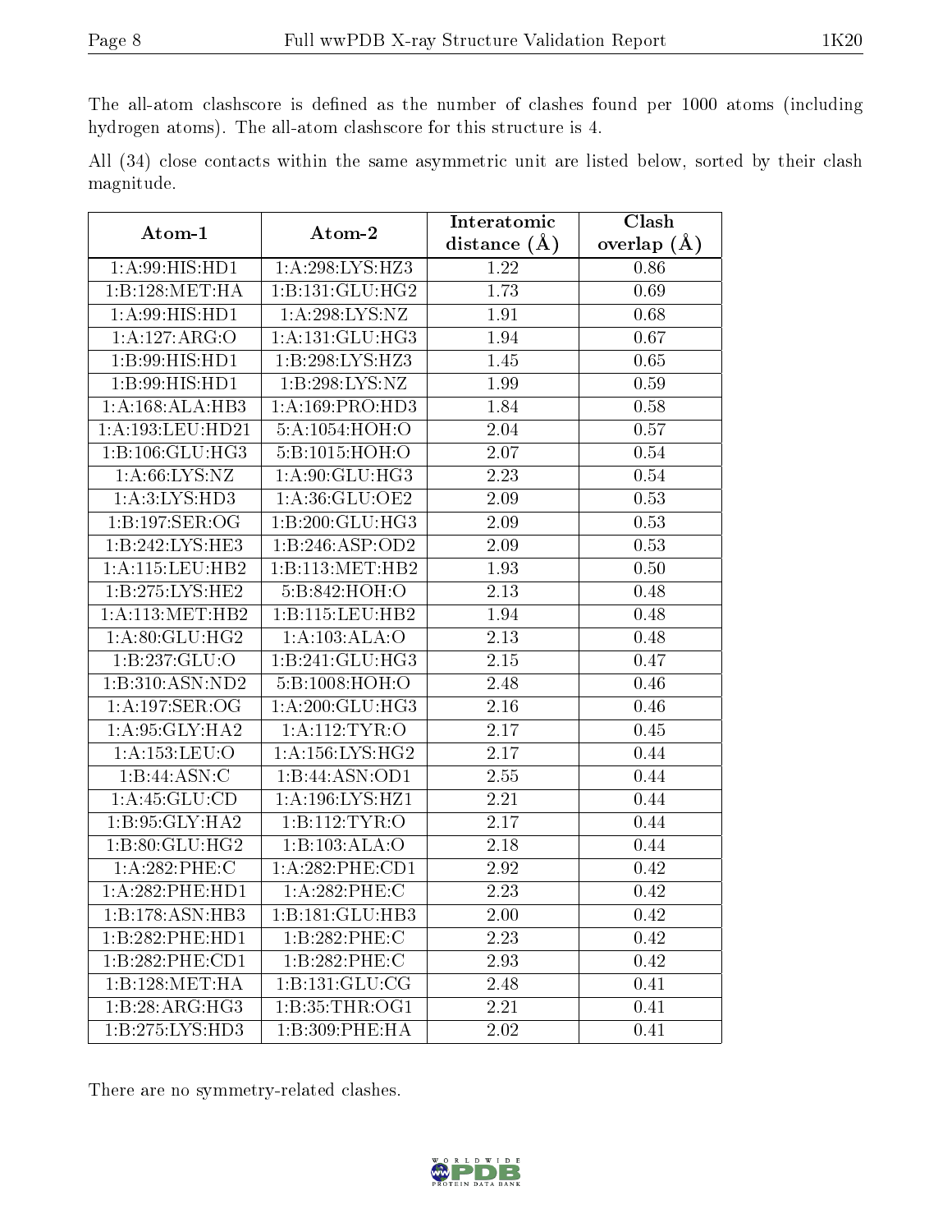The all-atom clashscore is defined as the number of clashes found per 1000 atoms (including hydrogen atoms). The all-atom clashscore for this structure is 4.

All (34) close contacts within the same asymmetric unit are listed below, sorted by their clash magnitude.

| Atom-1 | Atom-2 | Interatomic distance (Å) | Clash overlap (Å) |
|---|---|---|---|
| 1:A:99:HIS:HD1 | 1:A:298:LYS:HZ3 | 1.22 | 0.86 |
| 1:B:128:MET:HA | 1:B:131:GLU:HG2 | 1.73 | 0.69 |
| 1:A:99:HIS:HD1 | 1:A:298:LYS:NZ | 1.91 | 0.68 |
| 1:A:127:ARG:O | 1:A:131:GLU:HG3 | 1.94 | 0.67 |
| 1:B:99:HIS:HD1 | 1:B:298:LYS:HZ3 | 1.45 | 0.65 |
| 1:B:99:HIS:HD1 | 1:B:298:LYS:NZ | 1.99 | 0.59 |
| 1:A:168:ALA:HB3 | 1:A:169:PRO:HD3 | 1.84 | 0.58 |
| 1:A:193:LEU:HD21 | 5:A:1054:HOH:O | 2.04 | 0.57 |
| 1:B:106:GLU:HG3 | 5:B:1015:HOH:O | 2.07 | 0.54 |
| 1:A:66:LYS:NZ | 1:A:90:GLU:HG3 | 2.23 | 0.54 |
| 1:A:3:LYS:HD3 | 1:A:36:GLU:OE2 | 2.09 | 0.53 |
| 1:B:197:SER:OG | 1:B:200:GLU:HG3 | 2.09 | 0.53 |
| 1:B:242:LYS:HE3 | 1:B:246:ASP:OD2 | 2.09 | 0.53 |
| 1:A:115:LEU:HB2 | 1:B:113:MET:HB2 | 1.93 | 0.50 |
| 1:B:275:LYS:HE2 | 5:B:842:HOH:O | 2.13 | 0.48 |
| 1:A:113:MET:HB2 | 1:B:115:LEU:HB2 | 1.94 | 0.48 |
| 1:A:80:GLU:HG2 | 1:A:103:ALA:O | 2.13 | 0.48 |
| 1:B:237:GLU:O | 1:B:241:GLU:HG3 | 2.15 | 0.47 |
| 1:B:310:ASN:ND2 | 5:B:1008:HOH:O | 2.48 | 0.46 |
| 1:A:197:SER:OG | 1:A:200:GLU:HG3 | 2.16 | 0.46 |
| 1:A:95:GLY:HA2 | 1:A:112:TYR:O | 2.17 | 0.45 |
| 1:A:153:LEU:O | 1:A:156:LYS:HG2 | 2.17 | 0.44 |
| 1:B:44:ASN:C | 1:B:44:ASN:OD1 | 2.55 | 0.44 |
| 1:A:45:GLU:CD | 1:A:196:LYS:HZ1 | 2.21 | 0.44 |
| 1:B:95:GLY:HA2 | 1:B:112:TYR:O | 2.17 | 0.44 |
| 1:B:80:GLU:HG2 | 1:B:103:ALA:O | 2.18 | 0.44 |
| 1:A:282:PHE:C | 1:A:282:PHE:CD1 | 2.92 | 0.42 |
| 1:A:282:PHE:HD1 | 1:A:282:PHE:C | 2.23 | 0.42 |
| 1:B:178:ASN:HB3 | 1:B:181:GLU:HB3 | 2.00 | 0.42 |
| 1:B:282:PHE:HD1 | 1:B:282:PHE:C | 2.23 | 0.42 |
| 1:B:282:PHE:CD1 | 1:B:282:PHE:C | 2.93 | 0.42 |
| 1:B:128:MET:HA | 1:B:131:GLU:CG | 2.48 | 0.41 |
| 1:B:28:ARG:HG3 | 1:B:35:THR:OG1 | 2.21 | 0.41 |
| 1:B:275:LYS:HD3 | 1:B:309:PHE:HA | 2.02 | 0.41 |

There are no symmetry-related clashes.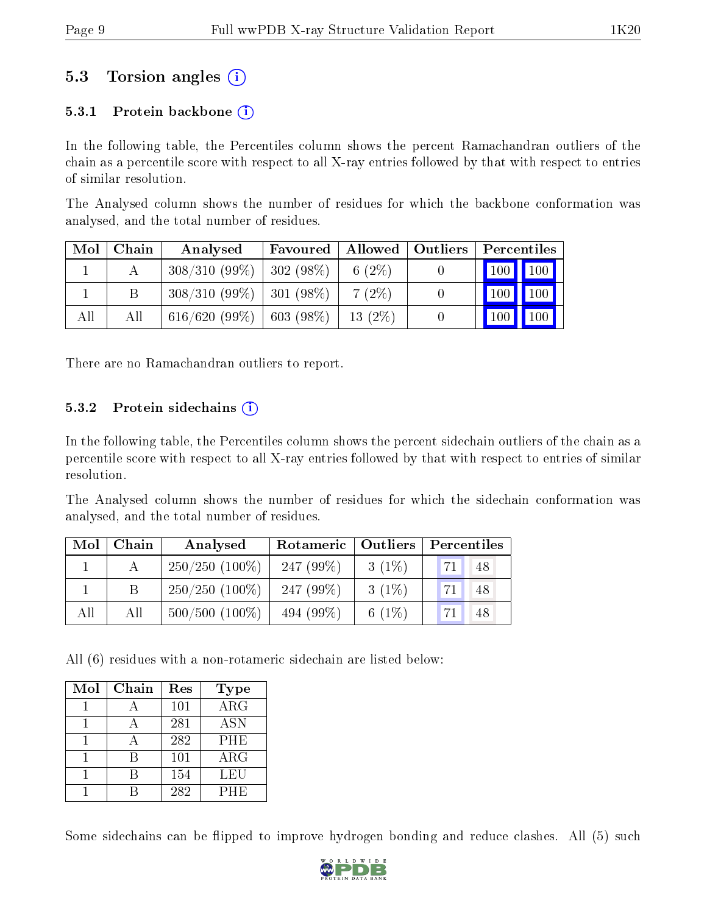## 5.3 Torsion angles (i)

### 5.3.1 Protein backbone (i)

In the following table, the Percentiles column shows the percent Ramachandran outliers of the chain as a percentile score with respect to all X-ray entries followed by that with respect to entries of similar resolution.

The Analysed column shows the number of residues for which the backbone conformation was analysed, and the total number of residues.

| Mol | Chain | Analysed | Favoured | Allowed | Outliers | Percentiles | |
|---|---|---|---|---|---|---|---|
| 1 | A | 308/310 (99%) | 302 (98%) | 6 (2%) | 0 | 100 | 100 |
| 1 | B | 308/310 (99%) | 301 (98%) | 7 (2%) | 0 | 100 | 100 |
| All | All | 616/620 (99%) | 603 (98%) | 13 (2%) | 0 | 100 | 100 |

There are no Ramachandran outliers to report.

### 5.3.2 Protein sidechains (i)

In the following table, the Percentiles column shows the percent sidechain outliers of the chain as a percentile score with respect to all X-ray entries followed by that with respect to entries of similar resolution.

The Analysed column shows the number of residues for which the sidechain conformation was analysed, and the total number of residues.

| Mol | Chain | Analysed | Rotameric | Outliers | Percentiles | |
|---|---|---|---|---|---|---|
| 1 | A | 250/250 (100%) | 247 (99%) | 3 (1%) | 71 | 48 |
| 1 | B | 250/250 (100%) | 247 (99%) | 3 (1%) | 71 | 48 |
| All | All | 500/500 (100%) | 494 (99%) | 6 (1%) | 71 | 48 |

All (6) residues with a non-rotameric sidechain are listed below:

| Mol | Chain | Res | Type |
|---|---|---|---|
| 1 | A | 101 | ARG |
| 1 | A | 281 | ASN |
| 1 | A | 282 | PHE |
| 1 | B | 101 | ARG |
| 1 | B | 154 | LEU |
| 1 | B | 282 | PHE |

Some sidechains can be flipped to improve hydrogen bonding and reduce clashes. All (5) such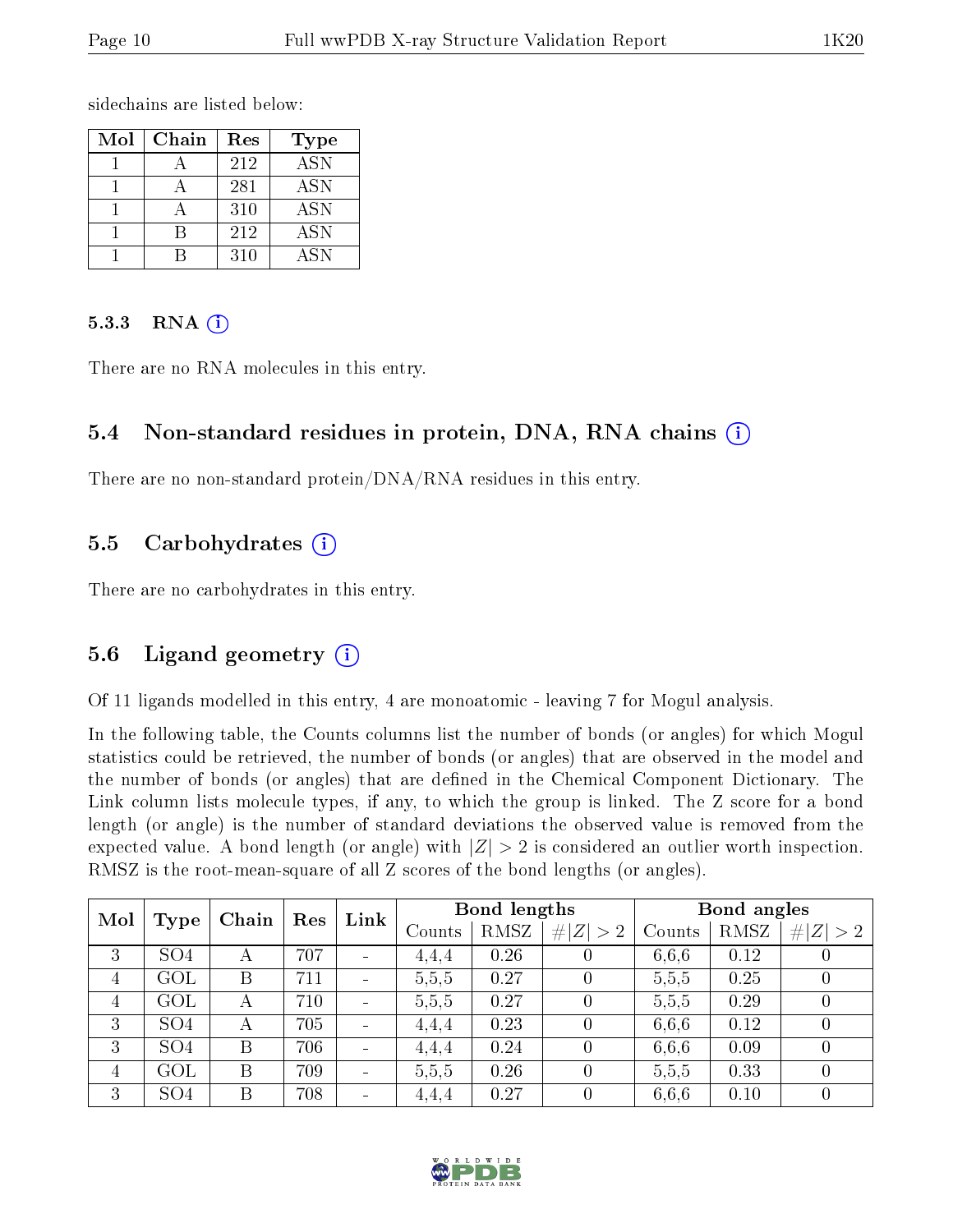sidechains are listed below:

| Mol | Chain | Res | Type |
|---|---|---|---|
| 1 | A | 212 | ASN |
| 1 | A | 281 | ASN |
| 1 | A | 310 | ASN |
| 1 | B | 212 | ASN |
| 1 | B | 310 | ASN |

#### 5.3.3 RNA (i)

There are no RNA molecules in this entry.

### 5.4 Non-standard residues in protein, DNA, RNA chains (i)

There are no non-standard protein/DNA/RNA residues in this entry.

### 5.5 Carbohydrates (i)

There are no carbohydrates in this entry.

### 5.6 Ligand geometry (i)

Of 11 ligands modelled in this entry, 4 are monoatomic - leaving 7 for Mogul analysis.

In the following table, the Counts columns list the number of bonds (or angles) for which Mogul statistics could be retrieved, the number of bonds (or angles) that are observed in the model and the number of bonds (or angles) that are defined in the Chemical Component Dictionary. The Link column lists molecule types, if any, to which the group is linked. The Z score for a bond length (or angle) is the number of standard deviations the observed value is removed from the expected value. A bond length (or angle) with $|Z| > 2$ is considered an outlier worth inspection. RMSZ is the root-mean-square of all Z scores of the bond lengths (or angles).

| Mol | Type | Chain | Res | Link | Bond lengths | | | Bond angles | | |
|---|---|---|---|---|---|---|---|---|---|---|
| | | | | | Counts | RMSZ | $\#\|Z\| > 2$ | Counts | RMSZ | $\#\|Z\| > 2$ |
| 3 | SO4 | A | 707 | - | 4,4,4 | 0.26 | 0 | 6,6,6 | 0.12 | 0 |
| 4 | GOL | B | 711 | - | 5,5,5 | 0.27 | 0 | 5,5,5 | 0.25 | 0 |
| 4 | GOL | A | 710 | - | 5,5,5 | 0.27 | 0 | 5,5,5 | 0.29 | 0 |
| 3 | SO4 | A | 705 | - | 4,4,4 | 0.23 | 0 | 6,6,6 | 0.12 | 0 |
| 3 | SO4 | B | 706 | - | 4,4,4 | 0.24 | 0 | 6,6,6 | 0.09 | 0 |
| 4 | GOL | B | 709 | - | 5,5,5 | 0.26 | 0 | 5,5,5 | 0.33 | 0 |
| 3 | SO4 | B | 708 | - | 4,4,4 | 0.27 | 0 | 6,6,6 | 0.10 | 0 |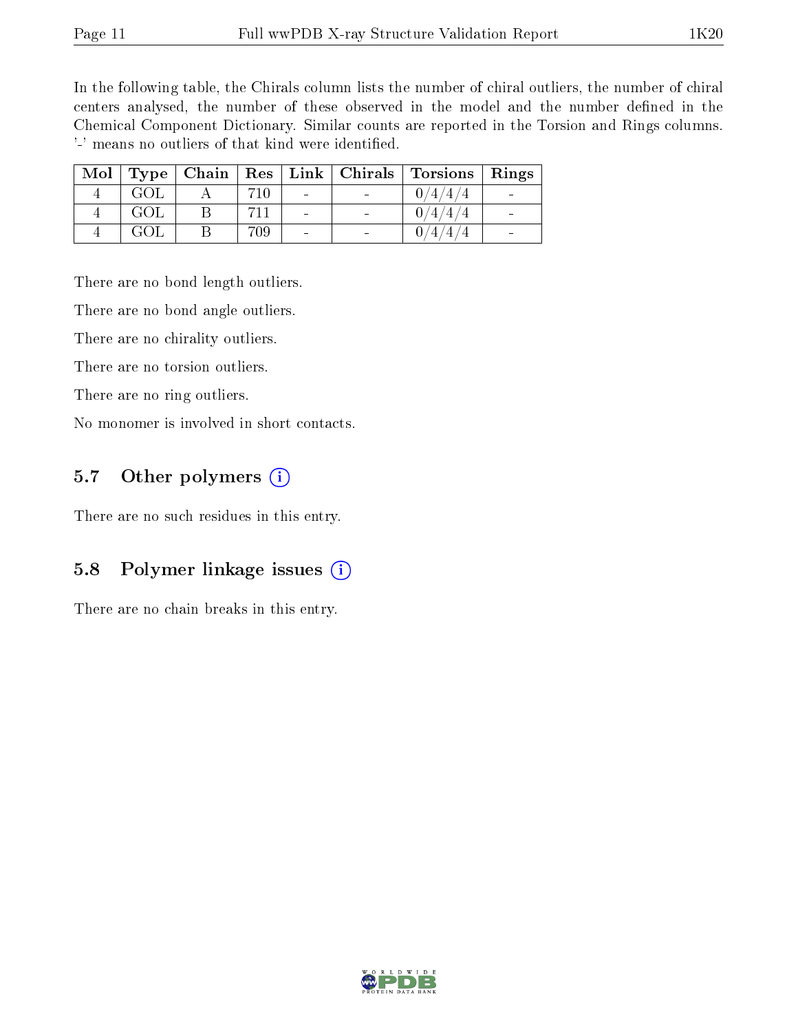In the following table, the Chirals column lists the number of chiral outliers, the number of chiral centers analysed, the number of these observed in the model and the number defined in the Chemical Component Dictionary. Similar counts are reported in the Torsion and Rings columns. '-' means no outliers of that kind were identified.

| Mol | Type | Chain | Res | Link | Chirals | Torsions | Rings |
|---|---|---|---|---|---|---|---|
| 4 | GOL | A | 710 | - | - | 0/4/4/4 | - |
| 4 | GOL | B | 711 | - | - | 0/4/4/4 | - |
| 4 | GOL | B | 709 | - | - | 0/4/4/4 | - |

There are no bond length outliers.

There are no bond angle outliers.

There are no chirality outliers.

There are no torsion outliers.

There are no ring outliers.

No monomer is involved in short contacts.

### 5.7 Other polymers (i)

There are no such residues in this entry.

### 5.8 Polymer linkage issues (i)

There are no chain breaks in this entry.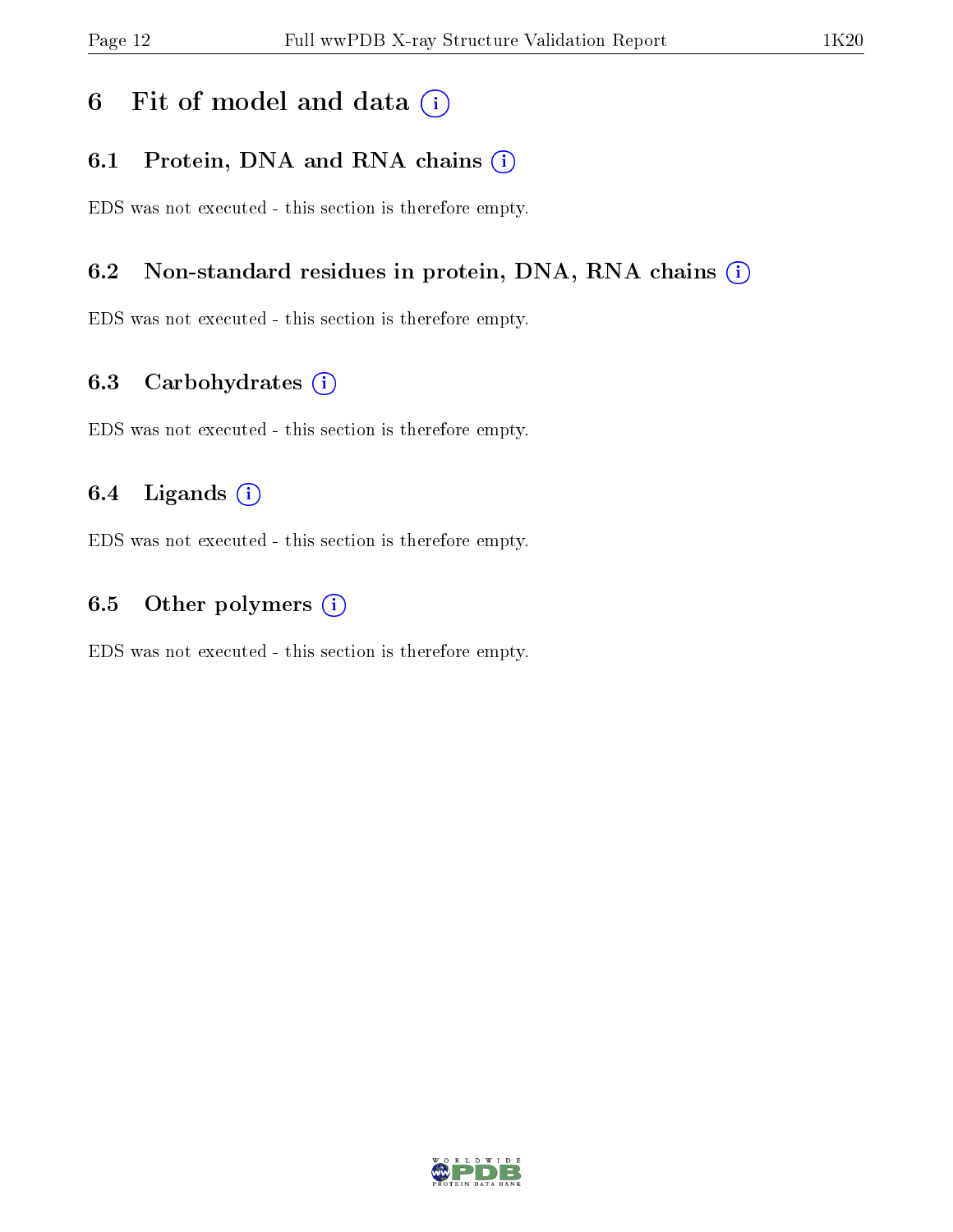# 6 Fit of model and data

## 6.1 Protein, DNA and RNA chains

EDS was not executed - this section is therefore empty.

## 6.2 Non-standard residues in protein, DNA, RNA chains

EDS was not executed - this section is therefore empty.

## 6.3 Carbohydrates

EDS was not executed - this section is therefore empty.

## 6.4 Ligands

EDS was not executed - this section is therefore empty.

## 6.5 Other polymers

EDS was not executed - this section is therefore empty.